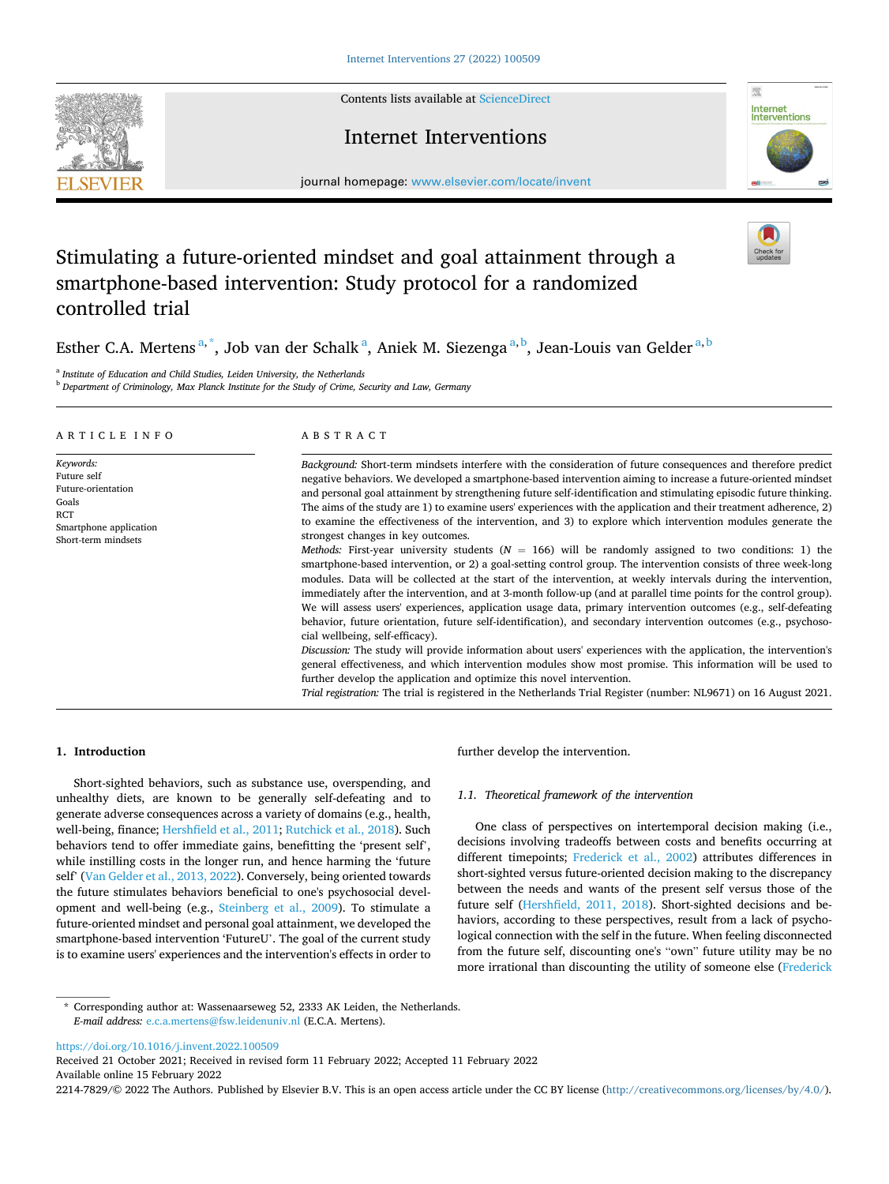# Stimulating a future-oriented mindset and goal attainment through a smartphone-based intervention: Study protocol for a randomized controlled trial

Esther C.A. Mertens[a,*], Job van der Schalk[a], Aniek M. Siezenga[a,b], Jean-Louis van Gelder[a,b]

[a] Institute of Education and Child Studies, Leiden University, the Netherlands
[b] Department of Criminology, Max Planck Institute for the Study of Crime, Security and Law, Germany

## ARTICLE INFO

*Keywords:*
Future self
Future-orientation
Goals
RCT
Smartphone application
Short-term mindsets

## ABSTRACT

*Background:* Short-term mindsets interfere with the consideration of future consequences and therefore predict negative behaviors. We developed a smartphone-based intervention aiming to increase a future-oriented mindset and personal goal attainment by strengthening future self-identification and stimulating episodic future thinking. The aims of the study are 1) to examine users' experiences with the application and their treatment adherence, 2) to examine the effectiveness of the intervention, and 3) to explore which intervention modules generate the strongest changes in key outcomes.

*Methods:* First-year university students ($N$ = 166) will be randomly assigned to two conditions: 1) the smartphone-based intervention, or 2) a goal-setting control group. The intervention consists of three week-long modules. Data will be collected at the start of the intervention, at weekly intervals during the intervention, immediately after the intervention, and at 3-month follow-up (and at parallel time points for the control group). We will assess users' experiences, application usage data, primary intervention outcomes (e.g., self-defeating behavior, future orientation, future self-identification), and secondary intervention outcomes (e.g., psychosocial wellbeing, self-efficacy).

*Discussion:* The study will provide information about users' experiences with the application, the intervention's general effectiveness, and which intervention modules show most promise. This information will be used to further develop the application and optimize this novel intervention.

*Trial registration:* The trial is registered in the Netherlands Trial Register (number: NL9671) on 16 August 2021.

## 1. Introduction

Short-sighted behaviors, such as substance use, overspending, and unhealthy diets, are known to be generally self-defeating and to generate adverse consequences across a variety of domains (e.g., health, well-being, finance; Hershfield et al., 2011; Rutchick et al., 2018). Such behaviors tend to offer immediate gains, benefitting the 'present self', while instilling costs in the longer run, and hence harming the 'future self' (Van Gelder et al., 2013, 2022). Conversely, being oriented towards the future stimulates behaviors beneficial to one's psychosocial development and well-being (e.g., Steinberg et al., 2009). To stimulate a future-oriented mindset and personal goal attainment, we developed the smartphone-based intervention 'FutureU'. The goal of the current study is to examine users' experiences and the intervention's effects in order to further develop the intervention.

### 1.1. Theoretical framework of the intervention

One class of perspectives on intertemporal decision making (i.e., decisions involving tradeoffs between costs and benefits occurring at different timepoints; Frederick et al., 2002) attributes differences in short-sighted versus future-oriented decision making to the discrepancy between the needs and wants of the present self versus those of the future self (Hershfield, 2011, 2018). Short-sighted decisions and behaviors, according to these perspectives, result from a lack of psychological connection with the self in the future. When feeling disconnected from the future self, discounting one's "own" future utility may be no more irrational than discounting the utility of someone else (Frederick

---

* Corresponding author at: Wassenaarseweg 52, 2333 AK Leiden, the Netherlands.
*E-mail address:* e.c.a.mertens@fsw.leidenuniv.nl (E.C.A. Mertens).

https://doi.org/10.1016/j.invent.2022.100509
Received 21 October 2021; Received in revised form 11 February 2022; Accepted 11 February 2022
Available online 15 February 2022
2214-7829/© 2022 The Authors. Published by Elsevier B.V. This is an open access article under the CC BY license (http://creativecommons.org/licenses/by/4.0/).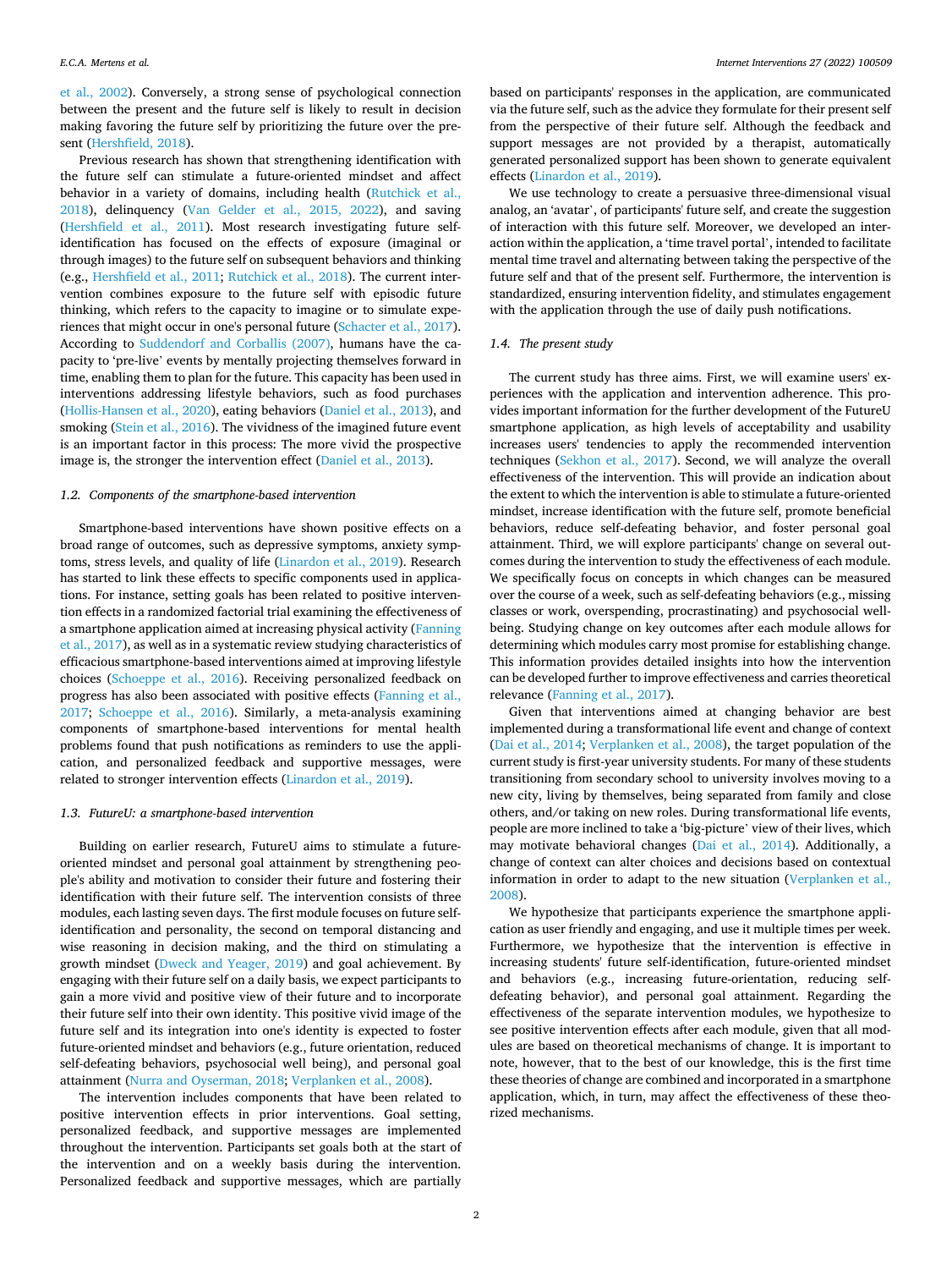et al., 2002). Conversely, a strong sense of psychological connection between the present and the future self is likely to result in decision making favoring the future self by prioritizing the future over the present (Hershfield, 2018).

Previous research has shown that strengthening identification with the future self can stimulate a future-oriented mindset and affect behavior in a variety of domains, including health (Rutchick et al., 2018), delinquency (Van Gelder et al., 2015, 2022), and saving (Hershfield et al., 2011). Most research investigating future self-identification has focused on the effects of exposure (imaginal or through images) to the future self on subsequent behaviors and thinking (e.g., Hershfield et al., 2011; Rutchick et al., 2018). The current intervention combines exposure to the future self with episodic future thinking, which refers to the capacity to imagine or to simulate experiences that might occur in one's personal future (Schacter et al., 2017). According to Suddendorf and Corballis (2007), humans have the capacity to 'pre-live' events by mentally projecting themselves forward in time, enabling them to plan for the future. This capacity has been used in interventions addressing lifestyle behaviors, such as food purchases (Hollis-Hansen et al., 2020), eating behaviors (Daniel et al., 2013), and smoking (Stein et al., 2016). The vividness of the imagined future event is an important factor in this process: The more vivid the prospective image is, the stronger the intervention effect (Daniel et al., 2013).

### 1.2. Components of the smartphone-based intervention

Smartphone-based interventions have shown positive effects on a broad range of outcomes, such as depressive symptoms, anxiety symptoms, stress levels, and quality of life (Linardon et al., 2019). Research has started to link these effects to specific components used in applications. For instance, setting goals has been related to positive intervention effects in a randomized factorial trial examining the effectiveness of a smartphone application aimed at increasing physical activity (Fanning et al., 2017), as well as in a systematic review studying characteristics of efficacious smartphone-based interventions aimed at improving lifestyle choices (Schoeppe et al., 2016). Receiving personalized feedback on progress has also been associated with positive effects (Fanning et al., 2017; Schoeppe et al., 2016). Similarly, a meta-analysis examining components of smartphone-based interventions for mental health problems found that push notifications as reminders to use the application, and personalized feedback and supportive messages, were related to stronger intervention effects (Linardon et al., 2019).

### 1.3. FutureU: a smartphone-based intervention

Building on earlier research, FutureU aims to stimulate a future-oriented mindset and personal goal attainment by strengthening people's ability and motivation to consider their future and fostering their identification with their future self. The intervention consists of three modules, each lasting seven days. The first module focuses on future self-identification and personality, the second on temporal distancing and wise reasoning in decision making, and the third on stimulating a growth mindset (Dweck and Yeager, 2019) and goal achievement. By engaging with their future self on a daily basis, we expect participants to gain a more vivid and positive view of their future and to incorporate their future self into their own identity. This positive vivid image of the future self and its integration into one's identity is expected to foster future-oriented mindset and behaviors (e.g., future orientation, reduced self-defeating behaviors, psychosocial well being), and personal goal attainment (Nurra and Oyserman, 2018; Verplanken et al., 2008).

The intervention includes components that have been related to positive intervention effects in prior interventions. Goal setting, personalized feedback, and supportive messages are implemented throughout the intervention. Participants set goals both at the start of the intervention and on a weekly basis during the intervention. Personalized feedback and supportive messages, which are partially based on participants' responses in the application, are communicated via the future self, such as the advice they formulate for their present self from the perspective of their future self. Although the feedback and support messages are not provided by a therapist, automatically generated personalized support has been shown to generate equivalent effects (Linardon et al., 2019).

We use technology to create a persuasive three-dimensional visual analog, an 'avatar', of participants' future self, and create the suggestion of interaction with this future self. Moreover, we developed an interaction within the application, a 'time travel portal', intended to facilitate mental time travel and alternating between taking the perspective of the future self and that of the present self. Furthermore, the intervention is standardized, ensuring intervention fidelity, and stimulates engagement with the application through the use of daily push notifications.

### 1.4. The present study

The current study has three aims. First, we will examine users' experiences with the application and intervention adherence. This provides important information for the further development of the FutureU smartphone application, as high levels of acceptability and usability increases users' tendencies to apply the recommended intervention techniques (Sekhon et al., 2017). Second, we will analyze the overall effectiveness of the intervention. This will provide an indication about the extent to which the intervention is able to stimulate a future-oriented mindset, increase identification with the future self, promote beneficial behaviors, reduce self-defeating behavior, and foster personal goal attainment. Third, we will explore participants' change on several outcomes during the intervention to study the effectiveness of each module. We specifically focus on concepts in which changes can be measured over the course of a week, such as self-defeating behaviors (e.g., missing classes or work, overspending, procrastinating) and psychosocial well-being. Studying change on key outcomes after each module allows for determining which modules carry most promise for establishing change. This information provides detailed insights into how the intervention can be developed further to improve effectiveness and carries theoretical relevance (Fanning et al., 2017).

Given that interventions aimed at changing behavior are best implemented during a transformational life event and change of context (Dai et al., 2014; Verplanken et al., 2008), the target population of the current study is first-year university students. For many of these students transitioning from secondary school to university involves moving to a new city, living by themselves, being separated from family and close others, and/or taking on new roles. During transformational life events, people are more inclined to take a 'big-picture' view of their lives, which may motivate behavioral changes (Dai et al., 2014). Additionally, a change of context can alter choices and decisions based on contextual information in order to adapt to the new situation (Verplanken et al., 2008).

We hypothesize that participants experience the smartphone application as user friendly and engaging, and use it multiple times per week. Furthermore, we hypothesize that the intervention is effective in increasing students' future self-identification, future-oriented mindset and behaviors (e.g., increasing future-orientation, reducing self-defeating behavior), and personal goal attainment. Regarding the effectiveness of the separate intervention modules, we hypothesize to see positive intervention effects after each module, given that all modules are based on theoretical mechanisms of change. It is important to note, however, that to the best of our knowledge, this is the first time these theories of change are combined and incorporated in a smartphone application, which, in turn, may affect the effectiveness of these theorized mechanisms.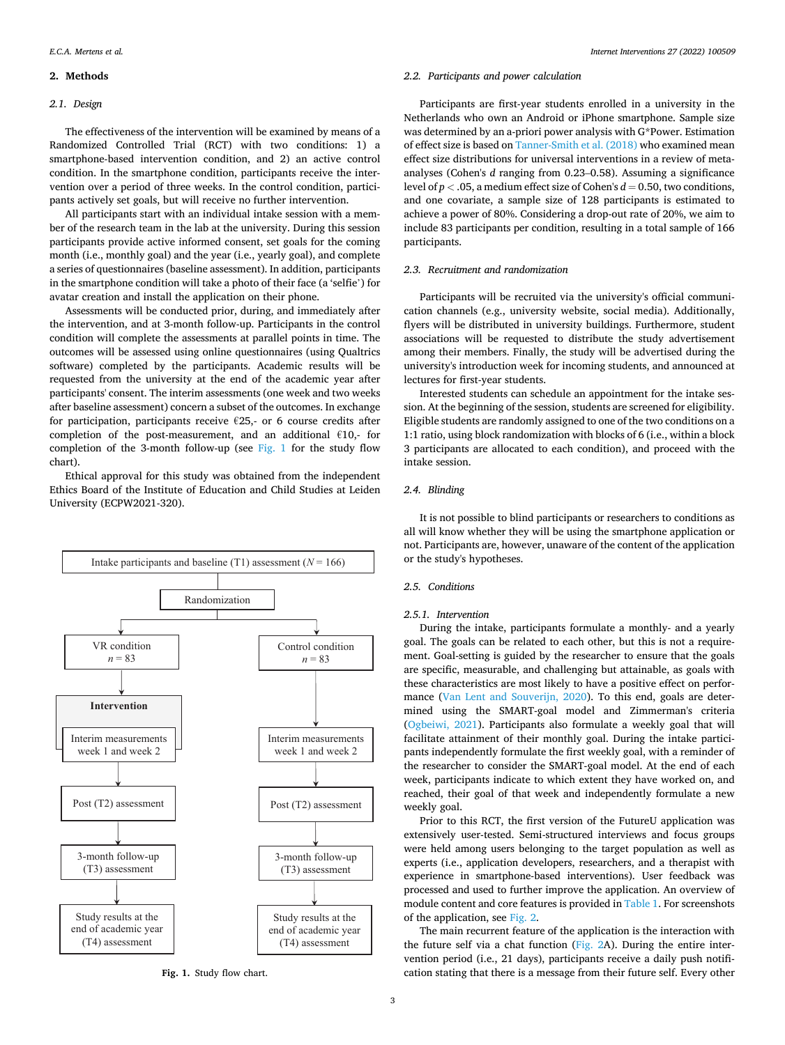## 2. Methods

### 2.1. Design

The effectiveness of the intervention will be examined by means of a Randomized Controlled Trial (RCT) with two conditions: 1) a smartphone-based intervention condition, and 2) an active control condition. In the smartphone condition, participants receive the intervention over a period of three weeks. In the control condition, participants actively set goals, but will receive no further intervention.

All participants start with an individual intake session with a member of the research team in the lab at the university. During this session participants provide active informed consent, set goals for the coming month (i.e., monthly goal) and the year (i.e., yearly goal), and complete a series of questionnaires (baseline assessment). In addition, participants in the smartphone condition will take a photo of their face (a 'selfie') for avatar creation and install the application on their phone.

Assessments will be conducted prior, during, and immediately after the intervention, and at 3-month follow-up. Participants in the control condition will complete the assessments at parallel points in time. The outcomes will be assessed using online questionnaires (using Qualtrics software) completed by the participants. Academic results will be requested from the university at the end of the academic year after participants' consent. The interim assessments (one week and two weeks after baseline assessment) concern a subset of the outcomes. In exchange for participation, participants receive €25,- or 6 course credits after completion of the post-measurement, and an additional €10,- for completion of the 3-month follow-up (see Fig. 1 for the study flow chart).

Ethical approval for this study was obtained from the independent Ethics Board of the Institute of Education and Child Studies at Leiden University (ECPW2021-320).

```
Intake participants and baseline (T1) assessment (N = 166)
                    |
              Randomization
          /                  \
VR condition n = 83      Control condition n = 83
        |                        |
   Intervention                  |
  Interim measurements     Interim measurements
  week 1 and week 2        week 1 and week 2
        |                        |
  Post (T2) assessment     Post (T2) assessment
        |                        |
  3-month follow-up        3-month follow-up
  (T3) assessment          (T3) assessment
        |                        |
  Study results at the     Study results at the
  end of academic year     end of academic year
  (T4) assessment          (T4) assessment
```

**Fig. 1.** Study flow chart.

### 2.2. Participants and power calculation

Participants are first-year students enrolled in a university in the Netherlands who own an Android or iPhone smartphone. Sample size was determined by an a-priori power analysis with G*Power. Estimation of effect size is based on Tanner-Smith et al. (2018) who examined mean effect size distributions for universal interventions in a review of meta-analyses (Cohen's $d$ ranging from 0.23–0.58). Assuming a significance level of $p < .05$, a medium effect size of Cohen's $d = 0.50$, two conditions, and one covariate, a sample size of 128 participants is estimated to achieve a power of 80%. Considering a drop-out rate of 20%, we aim to include 83 participants per condition, resulting in a total sample of 166 participants.

### 2.3. Recruitment and randomization

Participants will be recruited via the university's official communication channels (e.g., university website, social media). Additionally, flyers will be distributed in university buildings. Furthermore, student associations will be requested to distribute the study advertisement among their members. Finally, the study will be advertised during the university's introduction week for incoming students, and announced at lectures for first-year students.

Interested students can schedule an appointment for the intake session. At the beginning of the session, students are screened for eligibility. Eligible students are randomly assigned to one of the two conditions on a 1:1 ratio, using block randomization with blocks of 6 (i.e., within a block 3 participants are allocated to each condition), and proceed with the intake session.

### 2.4. Blinding

It is not possible to blind participants or researchers to conditions as all will know whether they will be using the smartphone application or not. Participants are, however, unaware of the content of the application or the study's hypotheses.

### 2.5. Conditions

#### 2.5.1. Intervention

During the intake, participants formulate a monthly- and a yearly goal. The goals can be related to each other, but this is not a requirement. Goal-setting is guided by the researcher to ensure that the goals are specific, measurable, and challenging but attainable, as goals with these characteristics are most likely to have a positive effect on performance (Van Lent and Souverijn, 2020). To this end, goals are determined using the SMART-goal model and Zimmerman's criteria (Ogbeiwi, 2021). Participants also formulate a weekly goal that will facilitate attainment of their monthly goal. During the intake participants independently formulate the first weekly goal, with a reminder of the researcher to consider the SMART-goal model. At the end of each week, participants indicate to which extent they have worked on, and reached, their goal of that week and independently formulate a new weekly goal.

Prior to this RCT, the first version of the FutureU application was extensively user-tested. Semi-structured interviews and focus groups were held among users belonging to the target population as well as experts (i.e., application developers, researchers, and a therapist with experience in smartphone-based interventions). User feedback was processed and used to further improve the application. An overview of module content and core features is provided in Table 1. For screenshots of the application, see Fig. 2.

The main recurrent feature of the application is the interaction with the future self via a chat function (Fig. 2A). During the entire intervention period (i.e., 21 days), participants receive a daily push notification stating that there is a message from their future self. Every other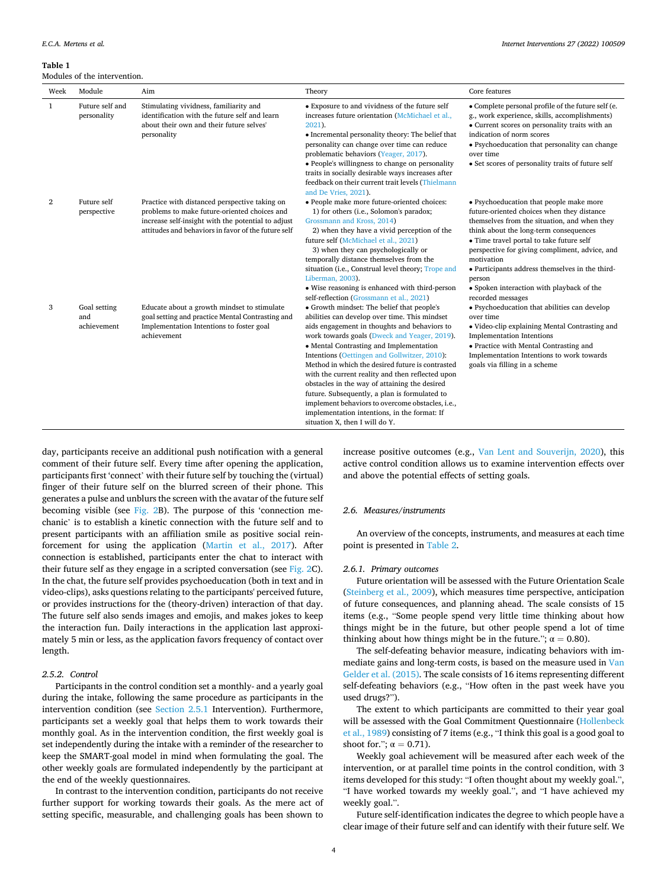**Table 1**
Modules of the intervention.

| Week | Module | Aim | Theory | Core features |
|---|---|---|---|---|
| 1 | Future self and personality | Stimulating vividness, familiarity and identification with the future self and learn about their own and their future selves' personality | • Exposure to and vividness of the future self increases future orientation (McMichael et al., 2021).<br>• Incremental personality theory: The belief that personality can change over time can reduce problematic behaviors (Yeager, 2017).<br>• People's willingness to change on personality traits in socially desirable ways increases after feedback on their current trait levels (Thielmann and De Vries, 2021). | • Complete personal profile of the future self (e.g., work experience, skills, accomplishments)<br>• Current scores on personality traits with an indication of norm scores<br>• Psychoeducation that personality can change over time<br>• Set scores of personality traits of future self |
| 2 | Future self perspective | Practice with distanced perspective taking on problems to make future-oriented choices and increase self-insight with the potential to adjust attitudes and behaviors in favor of the future self | • People make more future-oriented choices:<br>1) for others (i.e., Solomon's paradox; Grossmann and Kross, 2014)<br>2) when they have a vivid perception of the future self (McMichael et al., 2021)<br>3) when they can psychologically or temporally distance themselves from the situation (i.e., Construal level theory; Trope and Liberman, 2003).<br>• Wise reasoning is enhanced with third-person self-reflection (Grossmann et al., 2021) | • Psychoeducation that people make more future-oriented choices when they distance themselves from the situation, and when they think about the long-term consequences<br>• Time travel portal to take future self perspective for giving compliment, advice, and motivation<br>• Participants address themselves in the third-person<br>• Spoken interaction with playback of the recorded messages |
| 3 | Goal setting and achievement | Educate about a growth mindset to stimulate goal setting and practice Mental Contrasting and Implementation Intentions to foster goal achievement | • Growth mindset: The belief that people's abilities can develop over time. This mindset aids engagement in thoughts and behaviors to work towards goals (Dweck and Yeager, 2019).<br>• Mental Contrasting and Implementation Intentions (Oettingen and Gollwitzer, 2010): Method in which the desired future is contrasted with the current reality and then reflected upon obstacles in the way of attaining the desired future. Subsequently, a plan is formulated to implement behaviors to overcome obstacles, i.e., implementation intentions, in the format: If situation X, then I will do Y. | • Psychoeducation that abilities can develop over time<br>• Video-clip explaining Mental Contrasting and Implementation Intentions<br>• Practice with Mental Contrasting and Implementation Intentions to work towards goals via filling in a scheme |

day, participants receive an additional push notification with a general comment of their future self. Every time after opening the application, participants first 'connect' with their future self by touching the (virtual) finger of their future self on the blurred screen of their phone. This generates a pulse and unblurs the screen with the avatar of the future self becoming visible (see Fig. 2B). The purpose of this 'connection mechanic' is to establish a kinetic connection with the future self and to present participants with an affiliation smile as positive social reinforcement for using the application (Martin et al., 2017). After connection is established, participants enter the chat to interact with their future self as they engage in a scripted conversation (see Fig. 2C). In the chat, the future self provides psychoeducation (both in text and in video-clips), asks questions relating to the participants' perceived future, or provides instructions for the (theory-driven) interaction of that day. The future self also sends images and emojis, and makes jokes to keep the interaction fun. Daily interactions in the application last approximately 5 min or less, as the application favors frequency of contact over length.

#### 2.5.2. Control

Participants in the control condition set a monthly- and a yearly goal during the intake, following the same procedure as participants in the intervention condition (see Section 2.5.1 Intervention). Furthermore, participants set a weekly goal that helps them to work towards their monthly goal. As in the intervention condition, the first weekly goal is set independently during the intake with a reminder of the researcher to keep the SMART-goal model in mind when formulating the goal. The other weekly goals are formulated independently by the participant at the end of the weekly questionnaires.

In contrast to the intervention condition, participants do not receive further support for working towards their goals. As the mere act of setting specific, measurable, and challenging goals has been shown to increase positive outcomes (e.g., Van Lent and Souverijn, 2020), this active control condition allows us to examine intervention effects over and above the potential effects of setting goals.

### 2.6. Measures/instruments

An overview of the concepts, instruments, and measures at each time point is presented in Table 2.

#### 2.6.1. Primary outcomes

Future orientation will be assessed with the Future Orientation Scale (Steinberg et al., 2009), which measures time perspective, anticipation of future consequences, and planning ahead. The scale consists of 15 items (e.g., "Some people spend very little time thinking about how things might be in the future, but other people spend a lot of time thinking about how things might be in the future."; $\alpha = 0.80$).

The self-defeating behavior measure, indicating behaviors with immediate gains and long-term costs, is based on the measure used in Van Gelder et al. (2015). The scale consists of 16 items representing different self-defeating behaviors (e.g., "How often in the past week have you used drugs?").

The extent to which participants are committed to their year goal will be assessed with the Goal Commitment Questionnaire (Hollenbeck et al., 1989) consisting of 7 items (e.g., "I think this goal is a good goal to shoot for."; $\alpha = 0.71$).

Weekly goal achievement will be measured after each week of the intervention, or at parallel time points in the control condition, with 3 items developed for this study: "I often thought about my weekly goal.", "I have worked towards my weekly goal.", and "I have achieved my weekly goal.".

Future self-identification indicates the degree to which people have a clear image of their future self and can identify with their future self. We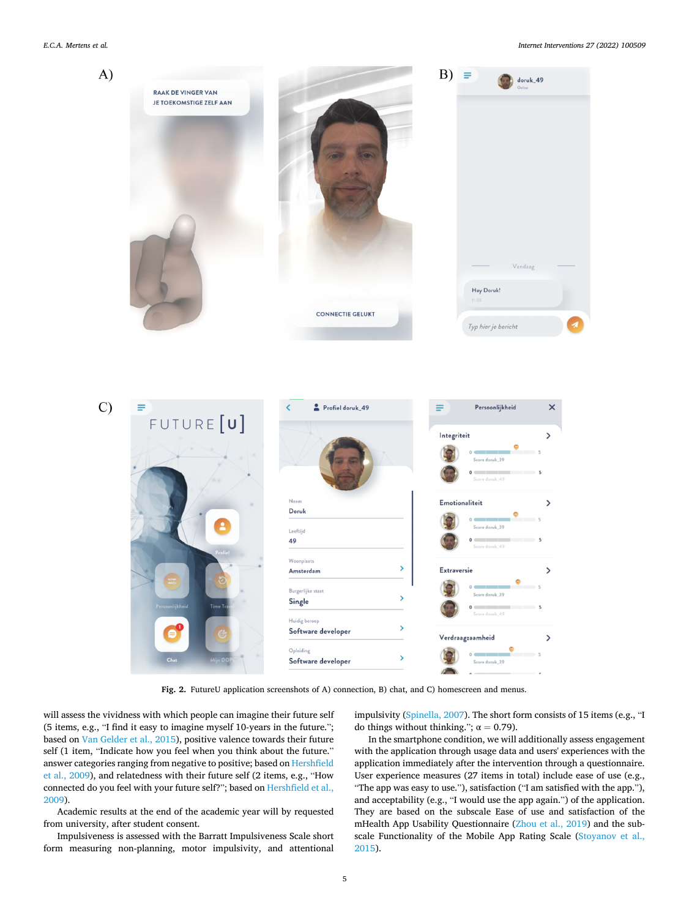Fig. 2. FutureU application screenshots of A) connection, B) chat, and C) homescreen and menus.

will assess the vividness with which people can imagine their future self (5 items, e.g., "I find it easy to imagine myself 10-years in the future."; based on Van Gelder et al., 2015), positive valence towards their future self (1 item, "Indicate how you feel when you think about the future." answer categories ranging from negative to positive; based on Hershfield et al., 2009), and relatedness with their future self (2 items, e.g., "How connected do you feel with your future self?"; based on Hershfield et al., 2009).

Academic results at the end of the academic year will by requested from university, after student consent.

Impulsiveness is assessed with the Barratt Impulsiveness Scale short form measuring non-planning, motor impulsivity, and attentional impulsivity (Spinella, 2007). The short form consists of 15 items (e.g., "I do things without thinking."; $\alpha = 0.79$).

In the smartphone condition, we will additionally assess engagement with the application through usage data and users' experiences with the application immediately after the intervention through a questionnaire. User experience measures (27 items in total) include ease of use (e.g., "The app was easy to use."), satisfaction ("I am satisfied with the app."), and acceptability (e.g., "I would use the app again.") of the application. They are based on the subscale Ease of use and satisfaction of the mHealth App Usability Questionnaire (Zhou et al., 2019) and the subscale Functionality of the Mobile App Rating Scale (Stoyanov et al., 2015).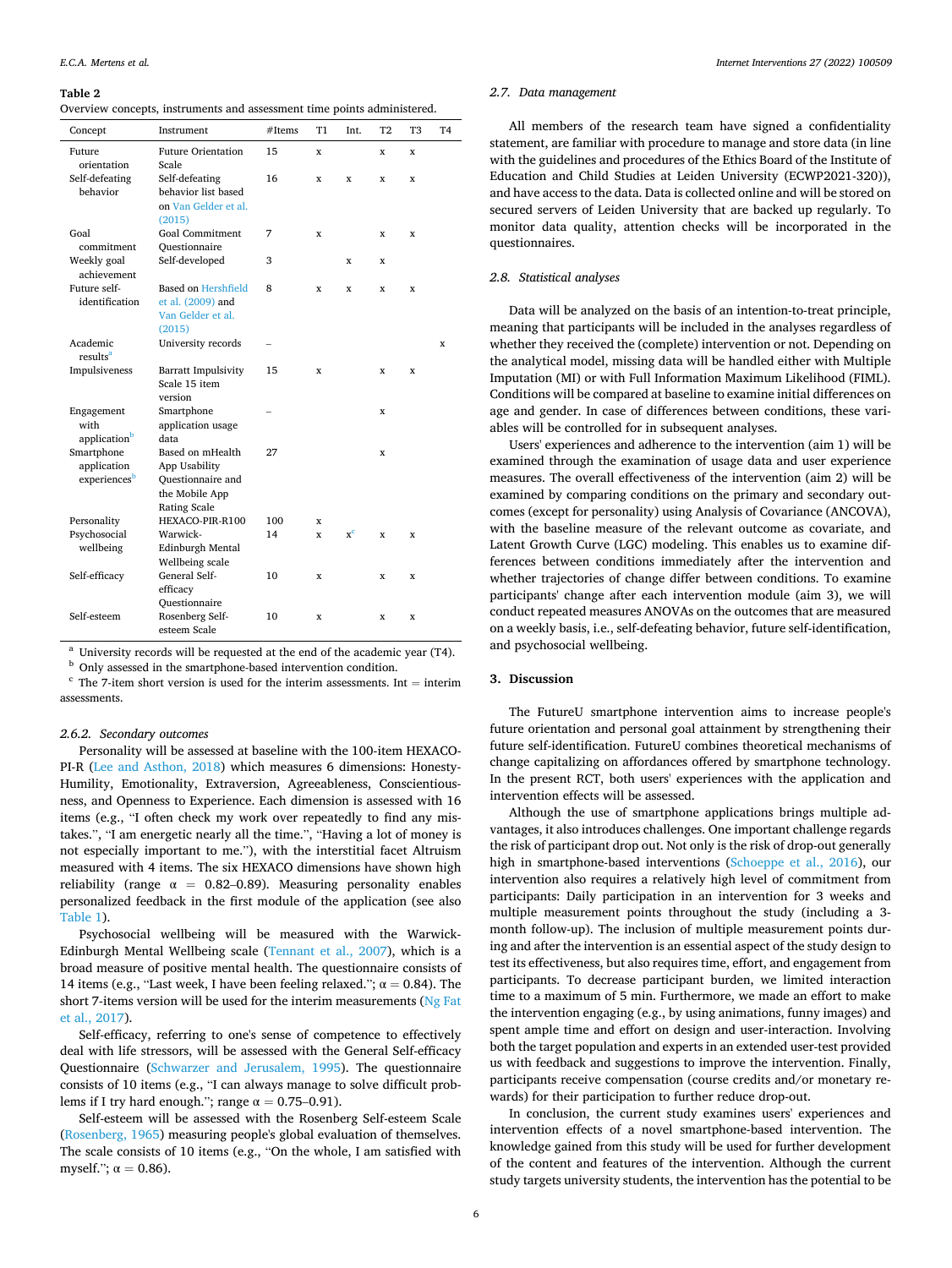**Table 2**
Overview concepts, instruments and assessment time points administered.

| Concept | Instrument | #Items | T1 | Int. | T2 | T3 | T4 |
|---|---|---|---|---|---|---|---|
| Future orientation | Future Orientation Scale | 15 | x | | x | x | |
| Self-defeating behavior | Self-defeating behavior list based on Van Gelder et al. (2015) | 16 | x | x | x | x | |
| Goal commitment | Goal Commitment Questionnaire | 7 | x | | x | x | |
| Weekly goal achievement | Self-developed | 3 | | x | x | | |
| Future self-identification | Based on Hershfield et al. (2009) and Van Gelder et al. (2015) | 8 | x | x | x | x | |
| Academic results[a] | University records | – | | | | | x |
| Impulsiveness | Barratt Impulsivity Scale 15 item version | 15 | x | | x | x | |
| Engagement with application[b] | Smartphone application usage data | – | | | x | | |
| Smartphone application experiences[b] | Based on mHealth App Usability Questionnaire and the Mobile App Rating Scale | 27 | | | x | | |
| Personality | HEXACO-PIR-R100 | 100 | x | | | | |
| Psychosocial wellbeing | Warwick-Edinburgh Mental Wellbeing scale | 14 | x | x[c] | x | x | |
| Self-efficacy | General Self-efficacy Questionnaire | 10 | x | | x | x | |
| Self-esteem | Rosenberg Self-esteem Scale | 10 | x | | x | x | |

[a] University records will be requested at the end of the academic year (T4).
[b] Only assessed in the smartphone-based intervention condition.
[c] The 7-item short version is used for the interim assessments. Int = interim assessments.

#### 2.6.2. Secondary outcomes

Personality will be assessed at baseline with the 100-item HEXACO-PI-R (Lee and Asthon, 2018) which measures 6 dimensions: Honesty-Humility, Emotionality, Extraversion, Agreeableness, Conscientiousness, and Openness to Experience. Each dimension is assessed with 16 items (e.g., "I often check my work over repeatedly to find any mistakes.", "I am energetic nearly all the time.", "Having a lot of money is not especially important to me."), with the interstitial facet Altruism measured with 4 items. The six HEXACO dimensions have shown high reliability (range α = 0.82–0.89). Measuring personality enables personalized feedback in the first module of the application (see also Table 1).

Psychosocial wellbeing will be measured with the Warwick-Edinburgh Mental Wellbeing scale (Tennant et al., 2007), which is a broad measure of positive mental health. The questionnaire consists of 14 items (e.g., "Last week, I have been feeling relaxed."; α = 0.84). The short 7-items version will be used for the interim measurements (Ng Fat et al., 2017).

Self-efficacy, referring to one's sense of competence to effectively deal with life stressors, will be assessed with the General Self-efficacy Questionnaire (Schwarzer and Jerusalem, 1995). The questionnaire consists of 10 items (e.g., "I can always manage to solve difficult problems if I try hard enough."; range α = 0.75–0.91).

Self-esteem will be assessed with the Rosenberg Self-esteem Scale (Rosenberg, 1965) measuring people's global evaluation of themselves. The scale consists of 10 items (e.g., "On the whole, I am satisfied with myself."; α = 0.86).

### 2.7. Data management

All members of the research team have signed a confidentiality statement, are familiar with procedure to manage and store data (in line with the guidelines and procedures of the Ethics Board of the Institute of Education and Child Studies at Leiden University (ECWP2021-320)), and have access to the data. Data is collected online and will be stored on secured servers of Leiden University that are backed up regularly. To monitor data quality, attention checks will be incorporated in the questionnaires.

### 2.8. Statistical analyses

Data will be analyzed on the basis of an intention-to-treat principle, meaning that participants will be included in the analyses regardless of whether they received the (complete) intervention or not. Depending on the analytical model, missing data will be handled either with Multiple Imputation (MI) or with Full Information Maximum Likelihood (FIML). Conditions will be compared at baseline to examine initial differences on age and gender. In case of differences between conditions, these variables will be controlled for in subsequent analyses.

Users' experiences and adherence to the intervention (aim 1) will be examined through the examination of usage data and user experience measures. The overall effectiveness of the intervention (aim 2) will be examined by comparing conditions on the primary and secondary outcomes (except for personality) using Analysis of Covariance (ANCOVA), with the baseline measure of the relevant outcome as covariate, and Latent Growth Curve (LGC) modeling. This enables us to examine differences between conditions immediately after the intervention and whether trajectories of change differ between conditions. To examine participants' change after each intervention module (aim 3), we will conduct repeated measures ANOVAs on the outcomes that are measured on a weekly basis, i.e., self-defeating behavior, future self-identification, and psychosocial wellbeing.

## 3. Discussion

The FutureU smartphone intervention aims to increase people's future orientation and personal goal attainment by strengthening their future self-identification. FutureU combines theoretical mechanisms of change capitalizing on affordances offered by smartphone technology. In the present RCT, both users' experiences with the application and intervention effects will be assessed.

Although the use of smartphone applications brings multiple advantages, it also introduces challenges. One important challenge regards the risk of participant drop out. Not only is the risk of drop-out generally high in smartphone-based interventions (Schoeppe et al., 2016), our intervention also requires a relatively high level of commitment from participants: Daily participation in an intervention for 3 weeks and multiple measurement points throughout the study (including a 3-month follow-up). The inclusion of multiple measurement points during and after the intervention is an essential aspect of the study design to test its effectiveness, but also requires time, effort, and engagement from participants. To decrease participant burden, we limited interaction time to a maximum of 5 min. Furthermore, we made an effort to make the intervention engaging (e.g., by using animations, funny images) and spent ample time and effort on design and user-interaction. Involving both the target population and experts in an extended user-test provided us with feedback and suggestions to improve the intervention. Finally, participants receive compensation (course credits and/or monetary rewards) for their participation to further reduce drop-out.

In conclusion, the current study examines users' experiences and intervention effects of a novel smartphone-based intervention. The knowledge gained from this study will be used for further development of the content and features of the intervention. Although the current study targets university students, the intervention has the potential to be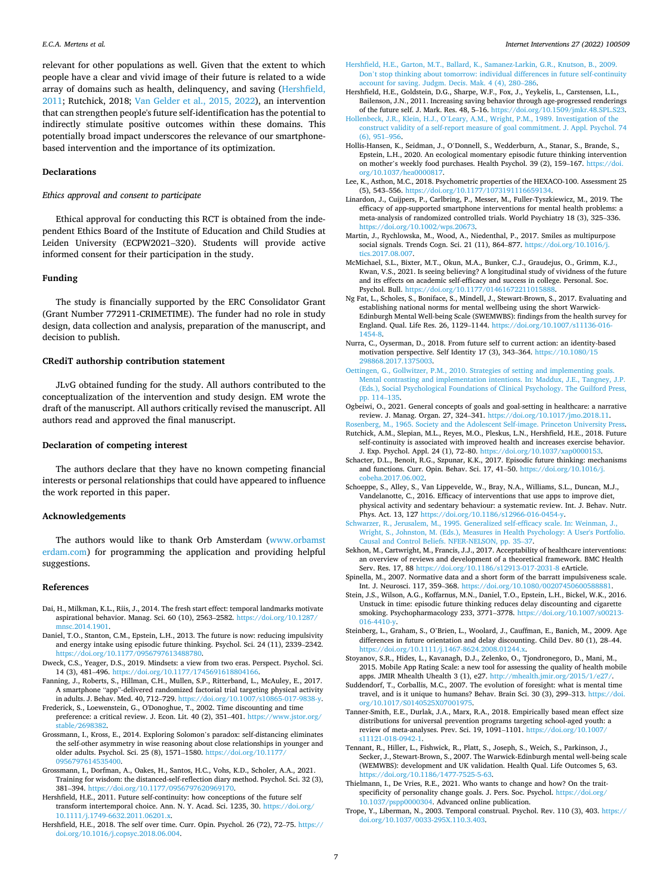relevant for other populations as well. Given that the extent to which people have a clear and vivid image of their future is related to a wide array of domains such as health, delinquency, and saving (Hershfield, 2011; Rutchick, 2018; Van Gelder et al., 2015, 2022), an intervention that can strengthen people's future self-identification has the potential to indirectly stimulate positive outcomes within these domains. This potentially broad impact underscores the relevance of our smartphone-based intervention and the importance of its optimization.

## Declarations

### *Ethics approval and consent to participate*

Ethical approval for conducting this RCT is obtained from the independent Ethics Board of the Institute of Education and Child Studies at Leiden University (ECPW2021–320). Students will provide active informed consent for their participation in the study.

## Funding

The study is financially supported by the ERC Consolidator Grant (Grant Number 772911-CRIMETIME). The funder had no role in study design, data collection and analysis, preparation of the manuscript, and decision to publish.

## CRediT authorship contribution statement

JLvG obtained funding for the study. All authors contributed to the conceptualization of the intervention and study design. EM wrote the draft of the manuscript. All authors critically revised the manuscript. All authors read and approved the final manuscript.

## Declaration of competing interest

The authors declare that they have no known competing financial interests or personal relationships that could have appeared to influence the work reported in this paper.

## Acknowledgements

The authors would like to thank Orb Amsterdam (www.orbamsterdam.com) for programming the application and providing helpful suggestions.

## References

Dai, H., Milkman, K.L., Riis, J., 2014. The fresh start effect: temporal landmarks motivate aspirational behavior. Manag. Sci. 60 (10), 2563–2582. https://doi.org/10.1287/mnsc.2014.1901.

Daniel, T.O., Stanton, C.M., Epstein, L.H., 2013. The future is now: reducing impulsivity and energy intake using episodic future thinking. Psychol. Sci. 24 (11), 2339–2342. https://doi.org/10.1177/0956797613488780.

Dweck, C.S., Yeager, D.S., 2019. Mindsets: a view from two eras. Perspect. Psychol. Sci. 14 (3), 481–496. https://doi.org/10.1177/1745691618804166.

Fanning, J., Roberts, S., Hillman, C.H., Mullen, S.P., Ritterband, L., McAuley, E., 2017. A smartphone "app"-delivered randomized factorial trial targeting physical activity in adults. J. Behav. Med. 40, 712–729. https://doi.org/10.1007/s10865-017-9838-y.

Frederick, S., Loewenstein, G., O'Donoghue, T., 2002. Time discounting and time preference: a critical review. J. Econ. Lit. 40 (2), 351–401. https://www.jstor.org/stable/2698382.

Grossmann, I., Kross, E., 2014. Exploring Solomon's paradox: self-distancing eliminates the self-other asymmetry in wise reasoning about close relationships in younger and older adults. Psychol. Sci. 25 (8), 1571–1580. https://doi.org/10.1177/0956797614535400.

Grossmann, I., Dorfman, A., Oakes, H., Santos, H.C., Vohs, K.D., Scholer, A.A., 2021. Training for wisdom: the distanced-self-reflection diary method. Psychol. Sci. 32 (3), 381–394. https://doi.org/10.1177/0956797620969170.

Hershfield, H.E., 2011. Future self-continuity: how conceptions of the future self transform intertemporal choice. Ann. N. Y. Acad. Sci. 1235, 30. https://doi.org/10.1111/j.1749-6632.2011.06201.x.

Hershfield, H.E., 2018. The self over time. Curr. Opin. Psychol. 26 (72), 72–75. https://doi.org/10.1016/j.copsyc.2018.06.004.

Hershfield, H.E., Garton, M.T., Ballard, K., Samanez-Larkin, G.R., Knutson, B., 2009. Don't stop thinking about tomorrow: individual differences in future self-continuity account for saving. Judgm. Decis. Mak. 4 (4), 280–286.

Hershfield, H.E., Goldstein, D.G., Sharpe, W.F., Fox, J., Yeykelis, L., Carstensen, L.L., Bailenson, J.N., 2011. Increasing saving behavior through age-progressed renderings of the future self. J. Mark. Res. 48, 5–16. https://doi.org/10.1509/jmkr.48.SPL.S23.

Hollenbeck, J.R., Klein, H.J., O'Leary, A.M., Wright, P.M., 1989. Investigation of the construct validity of a self-report measure of goal commitment. J. Appl. Psychol. 74 (6), 951–956.

Hollis-Hansen, K., Seidman, J., O'Donnell, S., Wedderburn, A., Stanar, S., Brande, S., Epstein, L.H., 2020. An ecological momentary episodic future thinking intervention on mother's weekly food purchases. Health Psychol. 39 (2), 159–167. https://doi.org/10.1037/hea0000817.

Lee, K., Asthon, M.C., 2018. Psychometric properties of the HEXACO-100. Assessment 25 (5), 543–556. https://doi.org/10.1177/1073191116659134.

Linardon, J., Cuijpers, P., Carlbring, P., Messer, M., Fuller-Tyszkiewicz, M., 2019. The efficacy of app-supported smartphone interventions for mental health problems: a meta-analysis of randomized controlled trials. World Psychiatry 18 (3), 325–336. https://doi.org/10.1002/wps.20673.

Martin, J., Rychlowska, M., Wood, A., Niedenthal, P., 2017. Smiles as multipurpose social signals. Trends Cogn. Sci. 21 (11), 864–877. https://doi.org/10.1016/j.tics.2017.08.007.

McMichael, S.L., Bixter, M.T., Okun, M.A., Bunker, C.J., Graudejus, O., Grimm, K.J., Kwan, V.S., 2021. Is seeing believing? A longitudinal study of vividness of the future and its effects on academic self-efficacy and success in college. Personal. Soc. Psychol. Bull. https://doi.org/10.1177/01461672211015888.

Ng Fat, L., Scholes, S., Boniface, S., Mindell, J., Stewart-Brown, S., 2017. Evaluating and establishing national norms for mental wellbeing using the short Warwick-Edinburgh Mental Well-being Scale (SWEMWBS): findings from the health survey for England. Qual. Life Res. 26, 1129–1144. https://doi.org/10.1007/s11136-016-1454-8.

Nurra, C., Oyserman, D., 2018. From future self to current action: an identity-based motivation perspective. Self Identity 17 (3), 343–364. https://doi.org/10.1080/15298868.2017.1375003.

Oettingen, G., Gollwitzer, P.M., 2010. Strategies of setting and implementing goals. Mental contrasting and implementation intentions. In: Maddux, J.E., Tangney, J.P. (Eds.), Social Psychological Foundations of Clinical Psychology. The Guilford Press, pp. 114–135.

Ogbeiwi, O., 2021. General concepts of goals and goal-setting in healthcare: a narrative review. J. Manag. Organ. 27, 324–341. https://doi.org/10.1017/jmo.2018.11.

Rosenberg, M., 1965. Society and the Adolescent Self-image. Princeton University Press.

Rutchick, A.M., Slepian, M.L., Reyes, M.O., Pleskus, L.N., Hershfield, H.E., 2018. Future self-continuity is associated with improved health and increases exercise behavior. J. Exp. Psychol. Appl. 24 (1), 72–80. https://doi.org/10.1037/xap0000153.

Schacter, D.L., Benoit, R.G., Szpunar, K.K., 2017. Episodic future thinking: mechanisms and functions. Curr. Opin. Behav. Sci. 17, 41–50. https://doi.org/10.1016/j.cobeha.2017.06.002.

Schoeppe, S., Alley, S., Van Lippevelde, W., Bray, N.A., Williams, S.L., Duncan, M.J., Vandelanotte, C., 2016. Efficacy of interventions that use apps to improve diet, physical activity and sedentary behaviour: a systematic review. Int. J. Behav. Nutr. Phys. Act. 13, 127 https://doi.org/10.1186/s12966-016-0454-y.

Schwarzer, R., Jerusalem, M., 1995. Generalized self-efficacy scale. In: Weinman, J., Wright, S., Johnston, M. (Eds.), Measures in Health Psychology: A User's Portfolio. Causal and Control Beliefs. NFER-NELSON, pp. 35–37.

Sekhon, M., Cartwright, M., Francis, J.J., 2017. Acceptability of healthcare interventions: an overview of reviews and development of a theoretical framework. BMC Health Serv. Res. 17, 88 https://doi.org/10.1186/s12913-017-2031-8 eArticle.

Spinella, M., 2007. Normative data and a short form of the barratt impulsiveness scale. Int. J. Neurosci. 117, 359–368. https://doi.org/10.1080/00207450600588881.

Stein, J.S., Wilson, A.G., Koffarnus, M.N., Daniel, T.O., Epstein, L.H., Bickel, W.K., 2016. Unstuck in time: episodic future thinking reduces delay discounting and cigarette smoking. Psychopharmacology 233, 3771–3778. https://doi.org/10.1007/s00213-016-4410-y.

Steinberg, L., Graham, S., O'Brien, L., Woolard, J., Cauffman, E., Banich, M., 2009. Age differences in future orientation and delay discounting. Child Dev. 80 (1), 28–44. https://doi.org/10.1111/j.1467-8624.2008.01244.x.

Stoyanov, S.R., Hides, L., Kavanagh, D.J., Zelenko, O., Tjondronegoro, D., Mani, M., 2015. Mobile App Rating Scale: a new tool for assessing the quality of health mobile apps. JMIR Mhealth Uhealth 3 (1), e27. http://mhealth.jmir.org/2015/1/e27/.

Suddendorf, T., Corballis, M.C., 2007. The evolution of foresight: what is mental time travel, and is it unique to humans? Behav. Brain Sci. 30 (3), 299–313. https://doi.org/10.1017/S0140525X07001975.

Tanner-Smith, E.E., Durlak, J.A., Marx, R.A., 2018. Empirically based mean effect size distributions for universal prevention programs targeting school-aged youth: a review of meta-analyses. Prev. Sci. 19, 1091–1101. https://doi.org/10.1007/s11121-018-0942-1.

Tennant, R., Hiller, L., Fishwick, R., Platt, S., Joseph, S., Weich, S., Parkinson, J., Secker, J., Stewart-Brown, S., 2007. The Warwick-Edinburgh mental well-being scale (WEMWBS): development and UK validation. Health Qual. Life Outcomes 5, 63. https://doi.org/10.1186/1477-7525-5-63.

Thielmann, I., De Vries, R.E., 2021. Who wants to change and how? On the trait-specificity of personality change goals. J. Pers. Soc. Psychol. https://doi.org/10.1037/pspp0000304. Advanced online publication.

Trope, Y., Liberman, N., 2003. Temporal construal. Psychol. Rev. 110 (3), 403. https://doi.org/10.1037/0033-295X.110.3.403.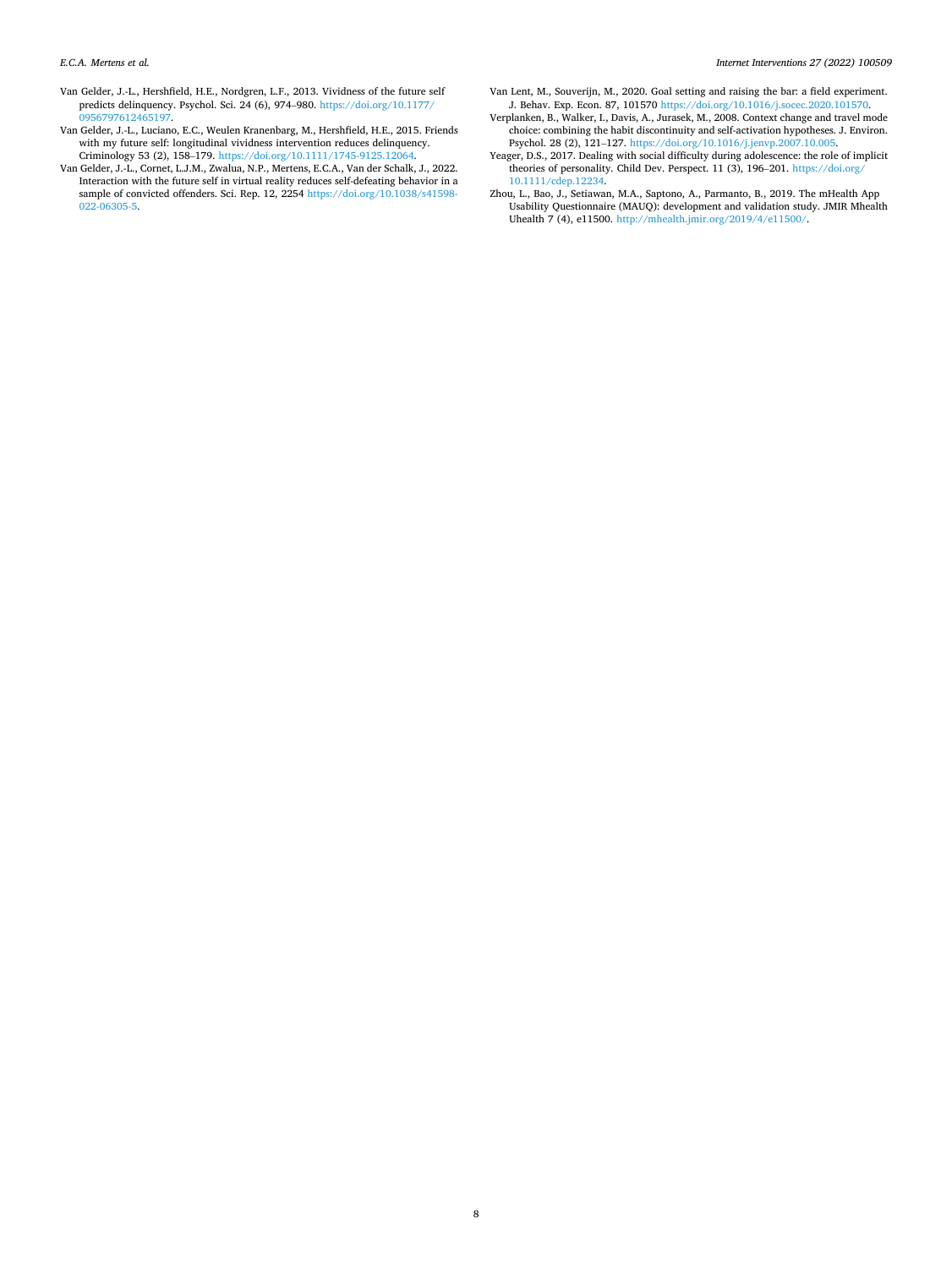Van Gelder, J.-L., Hershfield, H.E., Nordgren, L.F., 2013. Vividness of the future self predicts delinquency. Psychol. Sci. 24 (6), 974–980. https://doi.org/10.1177/0956797612465197.

Van Gelder, J.-L., Luciano, E.C., Weulen Kranenbarg, M., Hershfield, H.E., 2015. Friends with my future self: longitudinal vividness intervention reduces delinquency. Criminology 53 (2), 158–179. https://doi.org/10.1111/1745-9125.12064.

Van Gelder, J.-L., Cornet, L.J.M., Zwalua, N.P., Mertens, E.C.A., Van der Schalk, J., 2022. Interaction with the future self in virtual reality reduces self-defeating behavior in a sample of convicted offenders. Sci. Rep. 12, 2254 https://doi.org/10.1038/s41598-022-06305-5.

Van Lent, M., Souverijn, M., 2020. Goal setting and raising the bar: a field experiment. J. Behav. Exp. Econ. 87, 101570 https://doi.org/10.1016/j.socec.2020.101570.

Verplanken, B., Walker, I., Davis, A., Jurasek, M., 2008. Context change and travel mode choice: combining the habit discontinuity and self-activation hypotheses. J. Environ. Psychol. 28 (2), 121–127. https://doi.org/10.1016/j.jenvp.2007.10.005.

Yeager, D.S., 2017. Dealing with social difficulty during adolescence: the role of implicit theories of personality. Child Dev. Perspect. 11 (3), 196–201. https://doi.org/10.1111/cdep.12234.

Zhou, L., Bao, J., Setiawan, M.A., Saptono, A., Parmanto, B., 2019. The mHealth App Usability Questionnaire (MAUQ): development and validation study. JMIR Mhealth Uhealth 7 (4), e11500. http://mhealth.jmir.org/2019/4/e11500/.